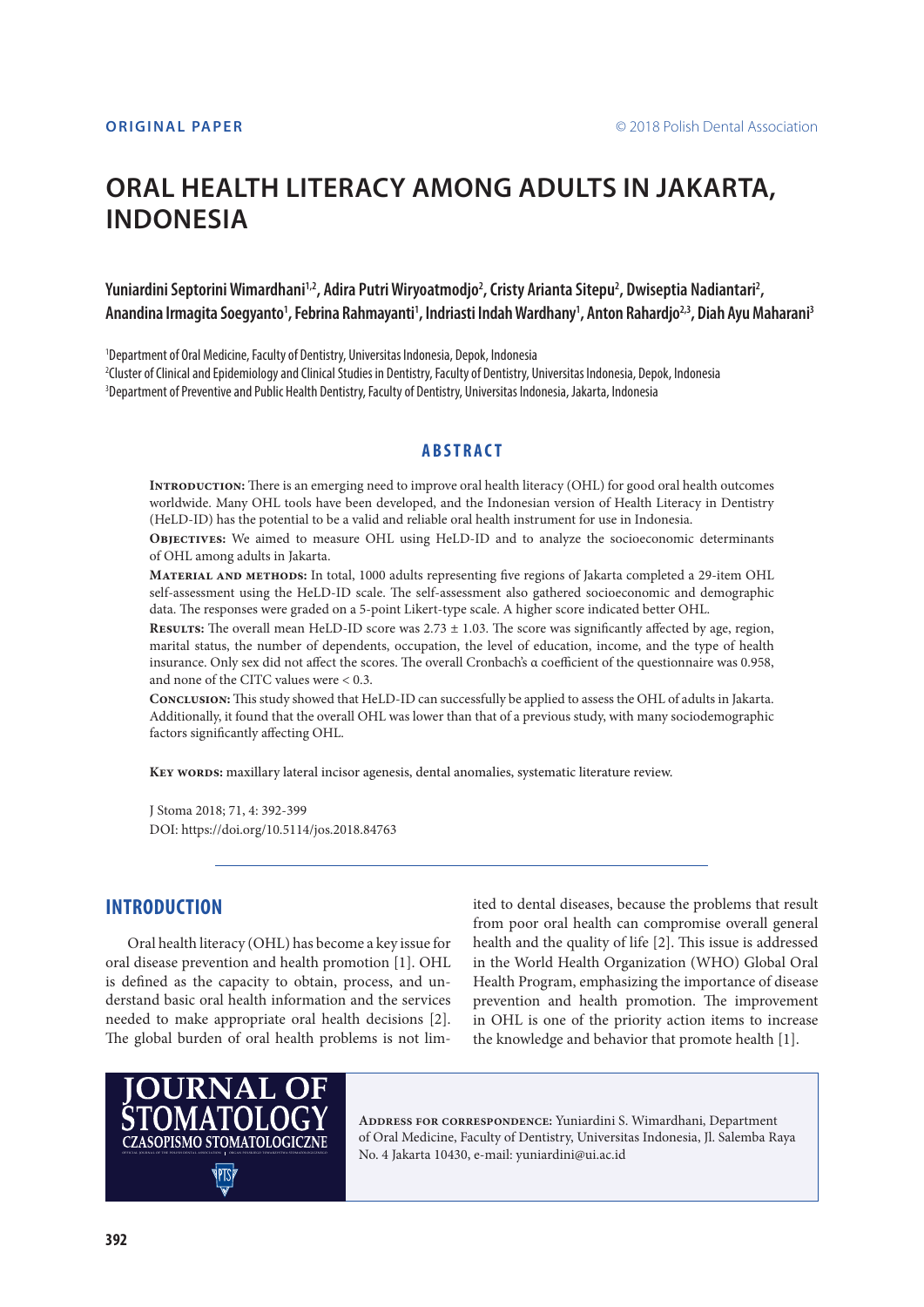ORIGINAL PAPER

© 2018 Polish Dental Association

# ORAL HEALTH LITERACY AMONG ADULTS IN JAKARTA, INDONESIA

**Yuniardini Septorini Wimardhani[1,2], Adira Putri Wiryoatmodjo[2], Cristy Arianta Sitepu[2], Dwiseptia Nadiantari[2], Anandina Irmagita Soegyanto[1], Febrina Rahmayanti[1], Indriasti Indah Wardhany[1], Anton Rahardjo[2,3], Diah Ayu Maharani[3]**

[1]Department of Oral Medicine, Faculty of Dentistry, Universitas Indonesia, Depok, Indonesia
[2]Cluster of Clinical and Epidemiology and Clinical Studies in Dentistry, Faculty of Dentistry, Universitas Indonesia, Depok, Indonesia
[3]Department of Preventive and Public Health Dentistry, Faculty of Dentistry, Universitas Indonesia, Jakarta, Indonesia

## ABSTRACT

**Introduction:** There is an emerging need to improve oral health literacy (OHL) for good oral health outcomes worldwide. Many OHL tools have been developed, and the Indonesian version of Health Literacy in Dentistry (HeLD-ID) has the potential to be a valid and reliable oral health instrument for use in Indonesia.

**Objectives:** We aimed to measure OHL using HeLD-ID and to analyze the socioeconomic determinants of OHL among adults in Jakarta.

**Material and methods:** In total, 1000 adults representing five regions of Jakarta completed a 29-item OHL self-assessment using the HeLD-ID scale. The self-assessment also gathered socioeconomic and demographic data. The responses were graded on a 5-point Likert-type scale. A higher score indicated better OHL.

**Results:** The overall mean HeLD-ID score was 2.73 ± 1.03. The score was significantly affected by age, region, marital status, the number of dependents, occupation, the level of education, income, and the type of health insurance. Only sex did not affect the scores. The overall Cronbach's α coefficient of the questionnaire was 0.958, and none of the CITC values were < 0.3.

**Conclusion:** This study showed that HeLD-ID can successfully be applied to assess the OHL of adults in Jakarta. Additionally, it found that the overall OHL was lower than that of a previous study, with many sociodemographic factors significantly affecting OHL.

**Key words:** maxillary lateral incisor agenesis, dental anomalies, systematic literature review.

J Stoma 2018; 71, 4: 392-399
DOI: https://doi.org/10.5114/jos.2018.84763

## INTRODUCTION

Oral health literacy (OHL) has become a key issue for oral disease prevention and health promotion [1]. OHL is defined as the capacity to obtain, process, and understand basic oral health information and the services needed to make appropriate oral health decisions [2]. The global burden of oral health problems is not limited to dental diseases, because the problems that result from poor oral health can compromise overall general health and the quality of life [2]. This issue is addressed in the World Health Organization (WHO) Global Oral Health Program, emphasizing the importance of disease prevention and health promotion. The improvement in OHL is one of the priority action items to increase the knowledge and behavior that promote health [1].

**Address for correspondence:** Yuniardini S. Wimardhani, Department of Oral Medicine, Faculty of Dentistry, Universitas Indonesia, Jl. Salemba Raya No. 4 Jakarta 10430, e-mail: yuniardini@ui.ac.id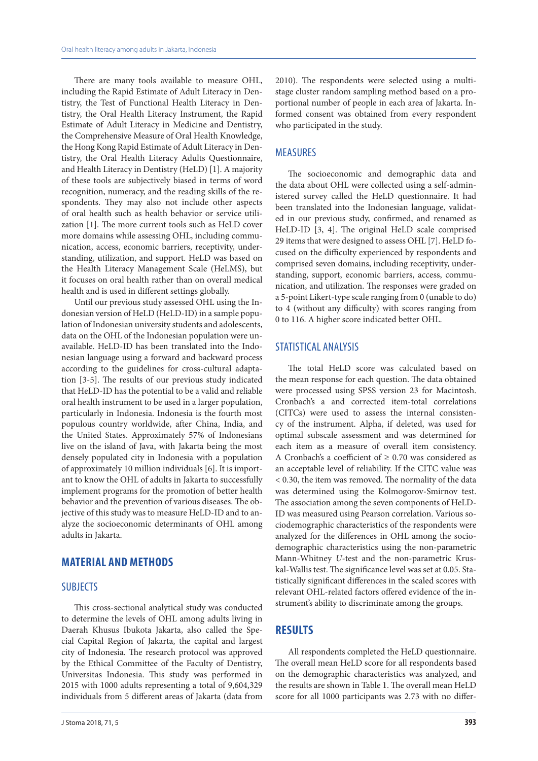There are many tools available to measure OHL, including the Rapid Estimate of Adult Literacy in Dentistry, the Test of Functional Health Literacy in Dentistry, the Oral Health Literacy Instrument, the Rapid Estimate of Adult Literacy in Medicine and Dentistry, the Comprehensive Measure of Oral Health Knowledge, the Hong Kong Rapid Estimate of Adult Literacy in Dentistry, the Oral Health Literacy Adults Questionnaire, and Health Literacy in Dentistry (HeLD) [1]. A majority of these tools are subjectively biased in terms of word recognition, numeracy, and the reading skills of the respondents. They may also not include other aspects of oral health such as health behavior or service utilization [1]. The more current tools such as HeLD cover more domains while assessing OHL, including communication, access, economic barriers, receptivity, understanding, utilization, and support. HeLD was based on the Health Literacy Management Scale (HeLMS), but it focuses on oral health rather than on overall medical health and is used in different settings globally.

Until our previous study assessed OHL using the Indonesian version of HeLD (HeLD-ID) in a sample population of Indonesian university students and adolescents, data on the OHL of the Indonesian population were unavailable. HeLD-ID has been translated into the Indonesian language using a forward and backward process according to the guidelines for cross-cultural adaptation [3-5]. The results of our previous study indicated that HeLD-ID has the potential to be a valid and reliable oral health instrument to be used in a larger population, particularly in Indonesia. Indonesia is the fourth most populous country worldwide, after China, India, and the United States. Approximately 57% of Indonesians live on the island of Java, with Jakarta being the most densely populated city in Indonesia with a population of approximately 10 million individuals [6]. It is important to know the OHL of adults in Jakarta to successfully implement programs for the promotion of better health behavior and the prevention of various diseases. The objective of this study was to measure HeLD-ID and to analyze the socioeconomic determinants of OHL among adults in Jakarta.

## MATERIAL AND METHODS

### SUBJECTS

This cross-sectional analytical study was conducted to determine the levels of OHL among adults living in Daerah Khusus Ibukota Jakarta, also called the Special Capital Region of Jakarta, the capital and largest city of Indonesia. The research protocol was approved by the Ethical Committee of the Faculty of Dentistry, Universitas Indonesia. This study was performed in 2015 with 1000 adults representing a total of 9,604,329 individuals from 5 different areas of Jakarta (data from 2010). The respondents were selected using a multistage cluster random sampling method based on a proportional number of people in each area of Jakarta. Informed consent was obtained from every respondent who participated in the study.

### MEASURES

The socioeconomic and demographic data and the data about OHL were collected using a self-administered survey called the HeLD questionnaire. It had been translated into the Indonesian language, validated in our previous study, confirmed, and renamed as HeLD-ID [3, 4]. The original HeLD scale comprised 29 items that were designed to assess OHL [7]. HeLD focused on the difficulty experienced by respondents and comprised seven domains, including receptivity, understanding, support, economic barriers, access, communication, and utilization. The responses were graded on a 5-point Likert-type scale ranging from 0 (unable to do) to 4 (without any difficulty) with scores ranging from 0 to 116. A higher score indicated better OHL.

### STATISTICAL ANALYSIS

The total HeLD score was calculated based on the mean response for each question. The data obtained were processed using SPSS version 23 for Macintosh. Cronbach's α and corrected item-total correlations (CITCs) were used to assess the internal consistency of the instrument. Alpha, if deleted, was used for optimal subscale assessment and was determined for each item as a measure of overall item consistency. A Cronbach's α coefficient of ≥ 0.70 was considered as an acceptable level of reliability. If the CITC value was < 0.30, the item was removed. The normality of the data was determined using the Kolmogorov-Smirnov test. The association among the seven components of HeLD-ID was measured using Pearson correlation. Various sociodemographic characteristics of the respondents were analyzed for the differences in OHL among the sociodemographic characteristics using the non-parametric Mann-Whitney *U*-test and the non-parametric Kruskal-Wallis test. The significance level was set at 0.05. Statistically significant differences in the scaled scores with relevant OHL-related factors offered evidence of the instrument's ability to discriminate among the groups.

## RESULTS

All respondents completed the HeLD questionnaire. The overall mean HeLD score for all respondents based on the demographic characteristics was analyzed, and the results are shown in Table 1. The overall mean HeLD score for all 1000 participants was 2.73 with no differ-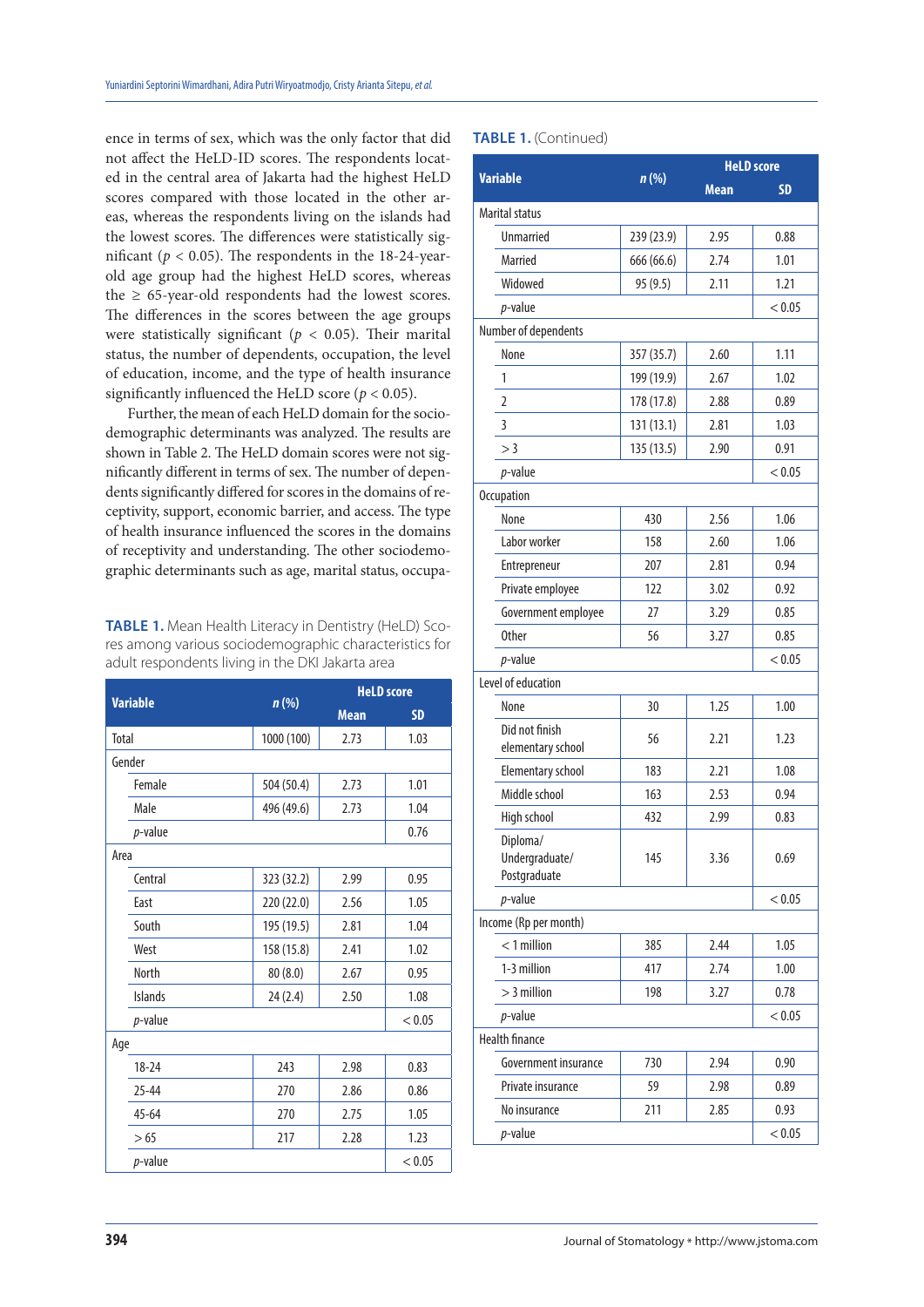ence in terms of sex, which was the only factor that did not affect the HeLD-ID scores. The respondents located in the central area of Jakarta had the highest HeLD scores compared with those located in the other areas, whereas the respondents living on the islands had the lowest scores. The differences were statistically significant ($p < 0.05$). The respondents in the 18-24-year-old age group had the highest HeLD scores, whereas the ≥ 65-year-old respondents had the lowest scores. The differences in the scores between the age groups were statistically significant ($p < 0.05$). Their marital status, the number of dependents, occupation, the level of education, income, and the type of health insurance significantly influenced the HeLD score ($p < 0.05$).

Further, the mean of each HeLD domain for the sociodemographic determinants was analyzed. The results are shown in Table 2. The HeLD domain scores were not significantly different in terms of sex. The number of dependents significantly differed for scores in the domains of receptivity, support, economic barrier, and access. The type of health insurance influenced the scores in the domains of receptivity and understanding. The other sociodemographic determinants such as age, marital status, occupa-

**TABLE 1.** Mean Health Literacy in Dentistry (HeLD) Scores among various sociodemographic characteristics for adult respondents living in the DKI Jakarta area

| Variable | *n* (%) | HeLD score | |
|---|---|---|---|
| | | Mean | SD |
| Total | 1000 (100) | 2.73 | 1.03 |
| Gender | | | |
| Female | 504 (50.4) | 2.73 | 1.01 |
| Male | 496 (49.6) | 2.73 | 1.04 |
| *p*-value | | | 0.76 |
| Area | | | |
| Central | 323 (32.2) | 2.99 | 0.95 |
| East | 220 (22.0) | 2.56 | 1.05 |
| South | 195 (19.5) | 2.81 | 1.04 |
| West | 158 (15.8) | 2.41 | 1.02 |
| North | 80 (8.0) | 2.67 | 0.95 |
| Islands | 24 (2.4) | 2.50 | 1.08 |
| *p*-value | | | < 0.05 |
| Age | | | |
| 18-24 | 243 | 2.98 | 0.83 |
| 25-44 | 270 | 2.86 | 0.86 |
| 45-64 | 270 | 2.75 | 1.05 |
| > 65 | 217 | 2.28 | 1.23 |
| *p*-value | | | < 0.05 |
| Marital status | | | |
| Unmarried | 239 (23.9) | 2.95 | 0.88 |
| Married | 666 (66.6) | 2.74 | 1.01 |
| Widowed | 95 (9.5) | 2.11 | 1.21 |
| *p*-value | | | < 0.05 |
| Number of dependents | | | |
| None | 357 (35.7) | 2.60 | 1.11 |
| 1 | 199 (19.9) | 2.67 | 1.02 |
| 2 | 178 (17.8) | 2.88 | 0.89 |
| 3 | 131 (13.1) | 2.81 | 1.03 |
| > 3 | 135 (13.5) | 2.90 | 0.91 |
| *p*-value | | | < 0.05 |
| Occupation | | | |
| None | 430 | 2.56 | 1.06 |
| Labor worker | 158 | 2.60 | 1.06 |
| Entrepreneur | 207 | 2.81 | 0.94 |
| Private employee | 122 | 3.02 | 0.92 |
| Government employee | 27 | 3.29 | 0.85 |
| Other | 56 | 3.27 | 0.85 |
| *p*-value | | | < 0.05 |
| Level of education | | | |
| None | 30 | 1.25 | 1.00 |
| Did not finish elementary school | 56 | 2.21 | 1.23 |
| Elementary school | 183 | 2.21 | 1.08 |
| Middle school | 163 | 2.53 | 0.94 |
| High school | 432 | 2.99 | 0.83 |
| Diploma/ Undergraduate/ Postgraduate | 145 | 3.36 | 0.69 |
| *p*-value | | | < 0.05 |
| Income (Rp per month) | | | |
| < 1 million | 385 | 2.44 | 1.05 |
| 1-3 million | 417 | 2.74 | 1.00 |
| > 3 million | 198 | 3.27 | 0.78 |
| *p*-value | | | < 0.05 |
| Health finance | | | |
| Government insurance | 730 | 2.94 | 0.90 |
| Private insurance | 59 | 2.98 | 0.89 |
| No insurance | 211 | 2.85 | 0.93 |
| *p*-value | | | < 0.05 |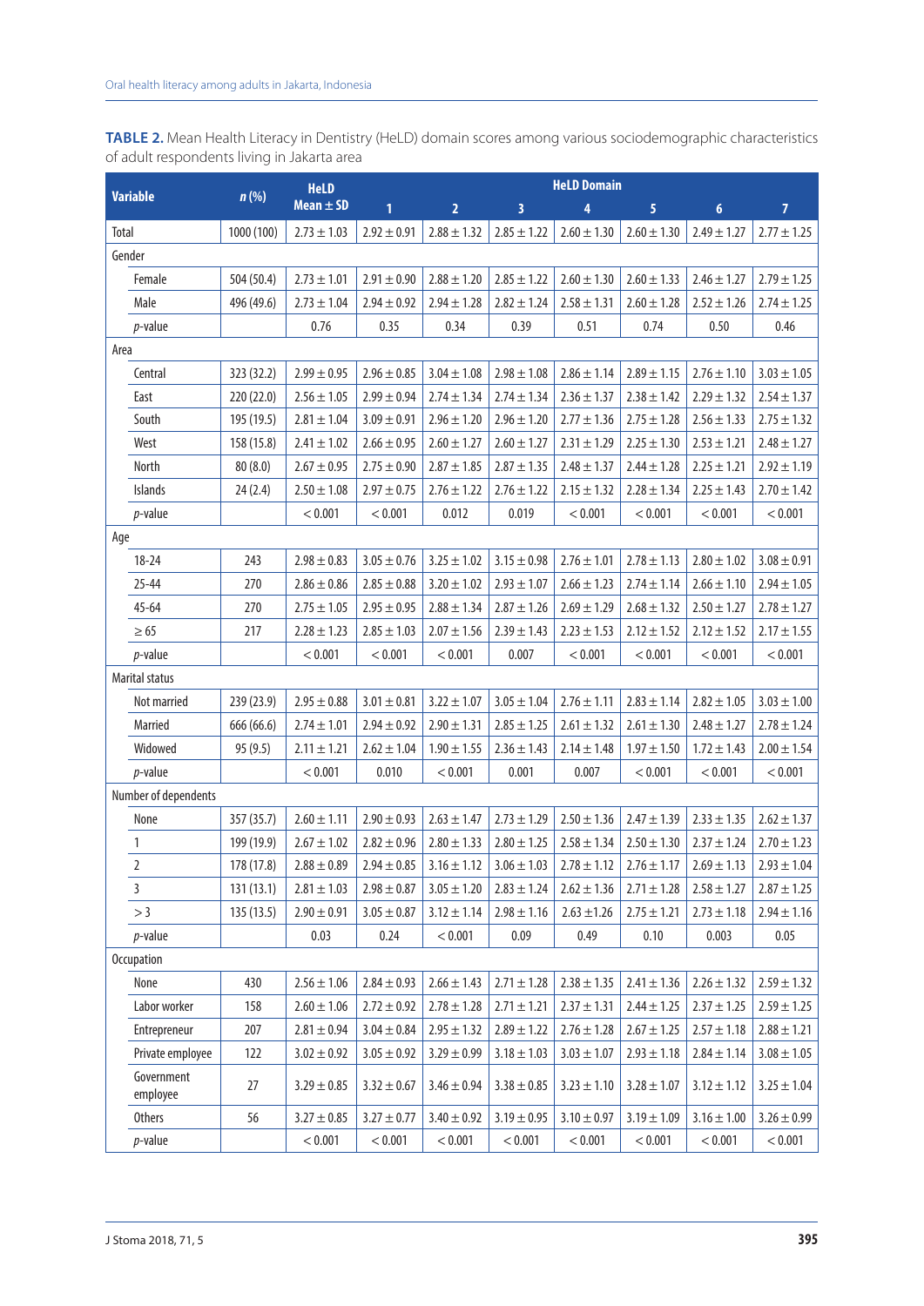**TABLE 2.** Mean Health Literacy in Dentistry (HeLD) domain scores among various sociodemographic characteristics of adult respondents living in Jakarta area

| Variable | *n* (%) | HeLD Mean ± SD | HeLD Domain 1 | 2 | 3 | 4 | 5 | 6 | 7 |
|---|---|---|---|---|---|---|---|---|---|
| Total | 1000 (100) | 2.73 ± 1.03 | 2.92 ± 0.91 | 2.88 ± 1.32 | 2.85 ± 1.22 | 2.60 ± 1.30 | 2.60 ± 1.30 | 2.49 ± 1.27 | 2.77 ± 1.25 |
| Gender | | | | | | | | | |
| Female | 504 (50.4) | 2.73 ± 1.01 | 2.91 ± 0.90 | 2.88 ± 1.20 | 2.85 ± 1.22 | 2.60 ± 1.30 | 2.60 ± 1.33 | 2.46 ± 1.27 | 2.79 ± 1.25 |
| Male | 496 (49.6) | 2.73 ± 1.04 | 2.94 ± 0.92 | 2.94 ± 1.28 | 2.82 ± 1.24 | 2.58 ± 1.31 | 2.60 ± 1.28 | 2.52 ± 1.26 | 2.74 ± 1.25 |
| *p*-value | | 0.76 | 0.35 | 0.34 | 0.39 | 0.51 | 0.74 | 0.50 | 0.46 |
| Area | | | | | | | | | |
| Central | 323 (32.2) | 2.99 ± 0.95 | 2.96 ± 0.85 | 3.04 ± 1.08 | 2.98 ± 1.08 | 2.86 ± 1.14 | 2.89 ± 1.15 | 2.76 ± 1.10 | 3.03 ± 1.05 |
| East | 220 (22.0) | 2.56 ± 1.05 | 2.99 ± 0.94 | 2.74 ± 1.34 | 2.74 ± 1.34 | 2.36 ± 1.37 | 2.38 ± 1.42 | 2.29 ± 1.32 | 2.54 ± 1.37 |
| South | 195 (19.5) | 2.81 ± 1.04 | 3.09 ± 0.91 | 2.96 ± 1.20 | 2.96 ± 1.20 | 2.77 ± 1.36 | 2.75 ± 1.28 | 2.56 ± 1.33 | 2.75 ± 1.32 |
| West | 158 (15.8) | 2.41 ± 1.02 | 2.66 ± 0.95 | 2.60 ± 1.27 | 2.60 ± 1.27 | 2.31 ± 1.29 | 2.25 ± 1.30 | 2.53 ± 1.21 | 2.48 ± 1.27 |
| North | 80 (8.0) | 2.67 ± 0.95 | 2.75 ± 0.90 | 2.87 ± 1.85 | 2.87 ± 1.35 | 2.48 ± 1.37 | 2.44 ± 1.28 | 2.25 ± 1.21 | 2.92 ± 1.19 |
| Islands | 24 (2.4) | 2.50 ± 1.08 | 2.97 ± 0.75 | 2.76 ± 1.22 | 2.76 ± 1.22 | 2.15 ± 1.32 | 2.28 ± 1.34 | 2.25 ± 1.43 | 2.70 ± 1.42 |
| *p*-value | | < 0.001 | < 0.001 | 0.012 | 0.019 | < 0.001 | < 0.001 | < 0.001 | < 0.001 |
| Age | | | | | | | | | |
| 18-24 | 243 | 2.98 ± 0.83 | 3.05 ± 0.76 | 3.25 ± 1.02 | 3.15 ± 0.98 | 2.76 ± 1.01 | 2.78 ± 1.13 | 2.80 ± 1.02 | 3.08 ± 0.91 |
| 25-44 | 270 | 2.86 ± 0.86 | 2.85 ± 0.88 | 3.20 ± 1.02 | 2.93 ± 1.07 | 2.66 ± 1.23 | 2.74 ± 1.14 | 2.66 ± 1.10 | 2.94 ± 1.05 |
| 45-64 | 270 | 2.75 ± 1.05 | 2.95 ± 0.95 | 2.88 ± 1.34 | 2.87 ± 1.26 | 2.69 ± 1.29 | 2.68 ± 1.32 | 2.50 ± 1.27 | 2.78 ± 1.27 |
| ≥ 65 | 217 | 2.28 ± 1.23 | 2.85 ± 1.03 | 2.07 ± 1.56 | 2.39 ± 1.43 | 2.23 ± 1.53 | 2.12 ± 1.52 | 2.12 ± 1.52 | 2.17 ± 1.55 |
| *p*-value | | < 0.001 | < 0.001 | < 0.001 | 0.007 | < 0.001 | < 0.001 | < 0.001 | < 0.001 |
| Marital status | | | | | | | | | |
| Not married | 239 (23.9) | 2.95 ± 0.88 | 3.01 ± 0.81 | 3.22 ± 1.07 | 3.05 ± 1.04 | 2.76 ± 1.11 | 2.83 ± 1.14 | 2.82 ± 1.05 | 3.03 ± 1.00 |
| Married | 666 (66.6) | 2.74 ± 1.01 | 2.94 ± 0.92 | 2.90 ± 1.31 | 2.85 ± 1.25 | 2.61 ± 1.32 | 2.61 ± 1.30 | 2.48 ± 1.27 | 2.78 ± 1.24 |
| Widowed | 95 (9.5) | 2.11 ± 1.21 | 2.62 ± 1.04 | 1.90 ± 1.55 | 2.36 ± 1.43 | 2.14 ± 1.48 | 1.97 ± 1.50 | 1.72 ± 1.43 | 2.00 ± 1.54 |
| *p*-value | | < 0.001 | 0.010 | < 0.001 | 0.001 | 0.007 | < 0.001 | < 0.001 | < 0.001 |
| Number of dependents | | | | | | | | | |
| None | 357 (35.7) | 2.60 ± 1.11 | 2.90 ± 0.93 | 2.63 ± 1.47 | 2.73 ± 1.29 | 2.50 ± 1.36 | 2.47 ± 1.39 | 2.33 ± 1.35 | 2.62 ± 1.37 |
| 1 | 199 (19.9) | 2.67 ± 1.02 | 2.82 ± 0.96 | 2.80 ± 1.33 | 2.80 ± 1.25 | 2.58 ± 1.34 | 2.50 ± 1.30 | 2.37 ± 1.24 | 2.70 ± 1.23 |
| 2 | 178 (17.8) | 2.88 ± 0.89 | 2.94 ± 0.85 | 3.16 ± 1.12 | 3.06 ± 1.03 | 2.78 ± 1.12 | 2.76 ± 1.17 | 2.69 ± 1.13 | 2.93 ± 1.04 |
| 3 | 131 (13.1) | 2.81 ± 1.03 | 2.98 ± 0.87 | 3.05 ± 1.20 | 2.83 ± 1.24 | 2.62 ± 1.36 | 2.71 ± 1.28 | 2.58 ± 1.27 | 2.87 ± 1.25 |
| > 3 | 135 (13.5) | 2.90 ± 0.91 | 3.05 ± 0.87 | 3.12 ± 1.14 | 2.98 ± 1.16 | 2.63 ±1.26 | 2.75 ± 1.21 | 2.73 ± 1.18 | 2.94 ± 1.16 |
| *p*-value | | 0.03 | 0.24 | < 0.001 | 0.09 | 0.49 | 0.10 | 0.003 | 0.05 |
| Occupation | | | | | | | | | |
| None | 430 | 2.56 ± 1.06 | 2.84 ± 0.93 | 2.66 ± 1.43 | 2.71 ± 1.28 | 2.38 ± 1.35 | 2.41 ± 1.36 | 2.26 ± 1.32 | 2.59 ± 1.32 |
| Labor worker | 158 | 2.60 ± 1.06 | 2.72 ± 0.92 | 2.78 ± 1.28 | 2.71 ± 1.21 | 2.37 ± 1.31 | 2.44 ± 1.25 | 2.37 ± 1.25 | 2.59 ± 1.25 |
| Entrepreneur | 207 | 2.81 ± 0.94 | 3.04 ± 0.84 | 2.95 ± 1.32 | 2.89 ± 1.22 | 2.76 ± 1.28 | 2.67 ± 1.25 | 2.57 ± 1.18 | 2.88 ± 1.21 |
| Private employee | 122 | 3.02 ± 0.92 | 3.05 ± 0.92 | 3.29 ± 0.99 | 3.18 ± 1.03 | 3.03 ± 1.07 | 2.93 ± 1.18 | 2.84 ± 1.14 | 3.08 ± 1.05 |
| Government employee | 27 | 3.29 ± 0.85 | 3.32 ± 0.67 | 3.46 ± 0.94 | 3.38 ± 0.85 | 3.23 ± 1.10 | 3.28 ± 1.07 | 3.12 ± 1.12 | 3.25 ± 1.04 |
| Others | 56 | 3.27 ± 0.85 | 3.27 ± 0.77 | 3.40 ± 0.92 | 3.19 ± 0.95 | 3.10 ± 0.97 | 3.19 ± 1.09 | 3.16 ± 1.00 | 3.26 ± 0.99 |
| *p*-value | | < 0.001 | < 0.001 | < 0.001 | < 0.001 | < 0.001 | < 0.001 | < 0.001 | < 0.001 |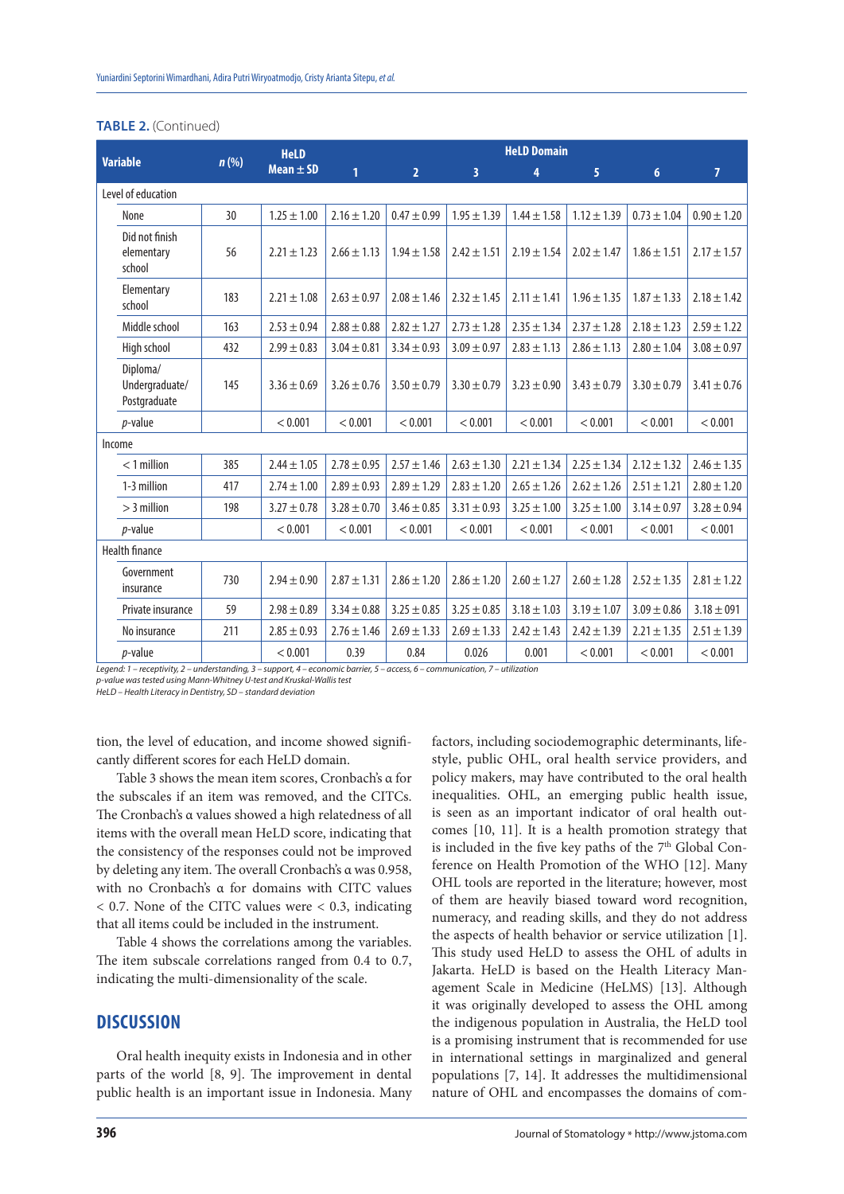**TABLE 2.** (Continued)

| Variable | n (%) | HeLD Mean ± SD | HeLD Domain | | | | | | |
|---|---|---|---|---|---|---|---|---|---|
| | | | 1 | 2 | 3 | 4 | 5 | 6 | 7 |
| Level of education | | | | | | | | | |
| None | 30 | 1.25 ± 1.00 | 2.16 ± 1.20 | 0.47 ± 0.99 | 1.95 ± 1.39 | 1.44 ± 1.58 | 1.12 ± 1.39 | 0.73 ± 1.04 | 0.90 ± 1.20 |
| Did not finish elementary school | 56 | 2.21 ± 1.23 | 2.66 ± 1.13 | 1.94 ± 1.58 | 2.42 ± 1.51 | 2.19 ± 1.54 | 2.02 ± 1.47 | 1.86 ± 1.51 | 2.17 ± 1.57 |
| Elementary school | 183 | 2.21 ± 1.08 | 2.63 ± 0.97 | 2.08 ± 1.46 | 2.32 ± 1.45 | 2.11 ± 1.41 | 1.96 ± 1.35 | 1.87 ± 1.33 | 2.18 ± 1.42 |
| Middle school | 163 | 2.53 ± 0.94 | 2.88 ± 0.88 | 2.82 ± 1.27 | 2.73 ± 1.28 | 2.35 ± 1.34 | 2.37 ± 1.28 | 2.18 ± 1.23 | 2.59 ± 1.22 |
| High school | 432 | 2.99 ± 0.83 | 3.04 ± 0.81 | 3.34 ± 0.93 | 3.09 ± 0.97 | 2.83 ± 1.13 | 2.86 ± 1.13 | 2.80 ± 1.04 | 3.08 ± 0.97 |
| Diploma/ Undergraduate/ Postgraduate | 145 | 3.36 ± 0.69 | 3.26 ± 0.76 | 3.50 ± 0.79 | 3.30 ± 0.79 | 3.23 ± 0.90 | 3.43 ± 0.79 | 3.30 ± 0.79 | 3.41 ± 0.76 |
| *p*-value | | < 0.001 | < 0.001 | < 0.001 | < 0.001 | < 0.001 | < 0.001 | < 0.001 | < 0.001 |
| Income | | | | | | | | | |
| < 1 million | 385 | 2.44 ± 1.05 | 2.78 ± 0.95 | 2.57 ± 1.46 | 2.63 ± 1.30 | 2.21 ± 1.34 | 2.25 ± 1.34 | 2.12 ± 1.32 | 2.46 ± 1.35 |
| 1-3 million | 417 | 2.74 ± 1.00 | 2.89 ± 0.93 | 2.89 ± 1.29 | 2.83 ± 1.20 | 2.65 ± 1.26 | 2.62 ± 1.26 | 2.51 ± 1.21 | 2.80 ± 1.20 |
| > 3 million | 198 | 3.27 ± 0.78 | 3.28 ± 0.70 | 3.46 ± 0.85 | 3.31 ± 0.93 | 3.25 ± 1.00 | 3.25 ± 1.00 | 3.14 ± 0.97 | 3.28 ± 0.94 |
| *p*-value | | < 0.001 | < 0.001 | < 0.001 | < 0.001 | < 0.001 | < 0.001 | < 0.001 | < 0.001 |
| Health finance | | | | | | | | | |
| Government insurance | 730 | 2.94 ± 0.90 | 2.87 ± 1.31 | 2.86 ± 1.20 | 2.86 ± 1.20 | 2.60 ± 1.27 | 2.60 ± 1.28 | 2.52 ± 1.35 | 2.81 ± 1.22 |
| Private insurance | 59 | 2.98 ± 0.89 | 3.34 ± 0.88 | 3.25 ± 0.85 | 3.25 ± 0.85 | 3.18 ± 1.03 | 3.19 ± 1.07 | 3.09 ± 0.86 | 3.18 ± 091 |
| No insurance | 211 | 2.85 ± 0.93 | 2.76 ± 1.46 | 2.69 ± 1.33 | 2.69 ± 1.33 | 2.42 ± 1.43 | 2.42 ± 1.39 | 2.21 ± 1.35 | 2.51 ± 1.39 |
| *p*-value | | < 0.001 | 0.39 | 0.84 | 0.026 | 0.001 | < 0.001 | < 0.001 | < 0.001 |

*Legend: 1 – receptivity, 2 – understanding, 3 – support, 4 – economic barrier, 5 – access, 6 – communication, 7 – utilization*
*p-value was tested using Mann-Whitney U-test and Kruskal-Wallis test*
*HeLD – Health Literacy in Dentistry, SD – standard deviation*

tion, the level of education, and income showed significantly different scores for each HeLD domain.

Table 3 shows the mean item scores, Cronbach's α for the subscales if an item was removed, and the CITCs. The Cronbach's α values showed a high relatedness of all items with the overall mean HeLD score, indicating that the consistency of the responses could not be improved by deleting any item. The overall Cronbach's α was 0.958, with no Cronbach's α for domains with CITC values < 0.7. None of the CITC values were < 0.3, indicating that all items could be included in the instrument.

Table 4 shows the correlations among the variables. The item subscale correlations ranged from 0.4 to 0.7, indicating the multi-dimensionality of the scale.

## DISCUSSION

Oral health inequity exists in Indonesia and in other parts of the world [8, 9]. The improvement in dental public health is an important issue in Indonesia. Many factors, including sociodemographic determinants, lifestyle, public OHL, oral health service providers, and policy makers, may have contributed to the oral health inequalities. OHL, an emerging public health issue, is seen as an important indicator of oral health outcomes [10, 11]. It is a health promotion strategy that is included in the five key paths of the 7th Global Conference on Health Promotion of the WHO [12]. Many OHL tools are reported in the literature; however, most of them are heavily biased toward word recognition, numeracy, and reading skills, and they do not address the aspects of health behavior or service utilization [1]. This study used HeLD to assess the OHL of adults in Jakarta. HeLD is based on the Health Literacy Management Scale in Medicine (HeLMS) [13]. Although it was originally developed to assess the OHL among the indigenous population in Australia, the HeLD tool is a promising instrument that is recommended for use in international settings in marginalized and general populations [7, 14]. It addresses the multidimensional nature of OHL and encompasses the domains of com-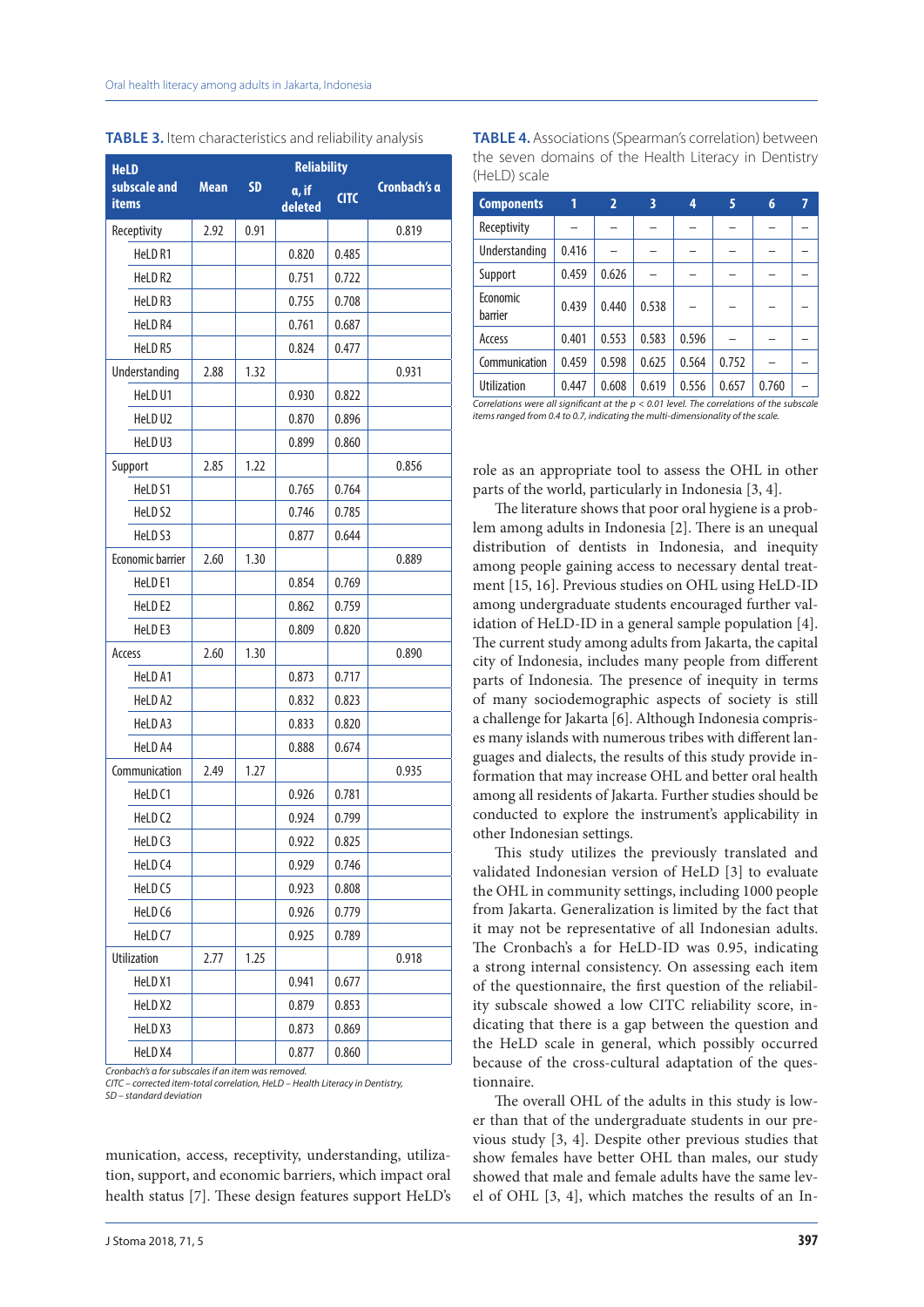**TABLE 3.** Item characteristics and reliability analysis

| HeLD subscale and items | Mean | SD | Reliability | | |
|---|---|---|---|---|---|
| | | | α, if deleted | CITC | Cronbach's α |
| Receptivity | 2.92 | 0.91 | | | 0.819 |
| HeLD R1 | | | 0.820 | 0.485 | |
| HeLD R2 | | | 0.751 | 0.722 | |
| HeLD R3 | | | 0.755 | 0.708 | |
| HeLD R4 | | | 0.761 | 0.687 | |
| HeLD R5 | | | 0.824 | 0.477 | |
| Understanding | 2.88 | 1.32 | | | 0.931 |
| HeLD U1 | | | 0.930 | 0.822 | |
| HeLD U2 | | | 0.870 | 0.896 | |
| HeLD U3 | | | 0.899 | 0.860 | |
| Support | 2.85 | 1.22 | | | 0.856 |
| HeLD S1 | | | 0.765 | 0.764 | |
| HeLD S2 | | | 0.746 | 0.785 | |
| HeLD S3 | | | 0.877 | 0.644 | |
| Economic barrier | 2.60 | 1.30 | | | 0.889 |
| HeLD E1 | | | 0.854 | 0.769 | |
| HeLD E2 | | | 0.862 | 0.759 | |
| HeLD E3 | | | 0.809 | 0.820 | |
| Access | 2.60 | 1.30 | | | 0.890 |
| HeLD A1 | | | 0.873 | 0.717 | |
| HeLD A2 | | | 0.832 | 0.823 | |
| HeLD A3 | | | 0.833 | 0.820 | |
| HeLD A4 | | | 0.888 | 0.674 | |
| Communication | 2.49 | 1.27 | | | 0.935 |
| HeLD C1 | | | 0.926 | 0.781 | |
| HeLD C2 | | | 0.924 | 0.799 | |
| HeLD C3 | | | 0.922 | 0.825 | |
| HeLD C4 | | | 0.929 | 0.746 | |
| HeLD C5 | | | 0.923 | 0.808 | |
| HeLD C6 | | | 0.926 | 0.779 | |
| HeLD C7 | | | 0.925 | 0.789 | |
| Utilization | 2.77 | 1.25 | | | 0.918 |
| HeLD X1 | | | 0.941 | 0.677 | |
| HeLD X2 | | | 0.879 | 0.853 | |
| HeLD X3 | | | 0.873 | 0.869 | |
| HeLD X4 | | | 0.877 | 0.860 | |

*Cronbach's α for subscales if an item was removed.*
*CITC – corrected item-total correlation, HeLD – Health Literacy in Dentistry,*
*SD – standard deviation*

munication, access, receptivity, understanding, utilization, support, and economic barriers, which impact oral health status [7]. These design features support HeLD's role as an appropriate tool to assess the OHL in other parts of the world, particularly in Indonesia [3, 4].

**TABLE 4.** Associations (Spearman's correlation) between the seven domains of the Health Literacy in Dentistry (HeLD) scale

| Components | 1 | 2 | 3 | 4 | 5 | 6 | 7 |
|---|---|---|---|---|---|---|---|
| Receptivity | – | – | – | – | – | – | – |
| Understanding | 0.416 | – | – | – | – | – | – |
| Support | 0.459 | 0.626 | – | – | – | – | – |
| Economic barrier | 0.439 | 0.440 | 0.538 | – | – | – | – |
| Access | 0.401 | 0.553 | 0.583 | 0.596 | – | – | – |
| Communication | 0.459 | 0.598 | 0.625 | 0.564 | 0.752 | – | – |
| Utilization | 0.447 | 0.608 | 0.619 | 0.556 | 0.657 | 0.760 | – |

*Correlations were all significant at the $p < 0.01$ level. The correlations of the subscale items ranged from 0.4 to 0.7, indicating the multi-dimensionality of the scale.*

The literature shows that poor oral hygiene is a problem among adults in Indonesia [2]. There is an unequal distribution of dentists in Indonesia, and inequity among people gaining access to necessary dental treatment [15, 16]. Previous studies on OHL using HeLD-ID among undergraduate students encouraged further validation of HeLD-ID in a general sample population [4]. The current study among adults from Jakarta, the capital city of Indonesia, includes many people from different parts of Indonesia. The presence of inequity in terms of many sociodemographic aspects of society is still a challenge for Jakarta [6]. Although Indonesia comprises many islands with numerous tribes with different languages and dialects, the results of this study provide information that may increase OHL and better oral health among all residents of Jakarta. Further studies should be conducted to explore the instrument's applicability in other Indonesian settings.

This study utilizes the previously translated and validated Indonesian version of HeLD [3] to evaluate the OHL in community settings, including 1000 people from Jakarta. Generalization is limited by the fact that it may not be representative of all Indonesian adults. The Cronbach's α for HeLD-ID was 0.95, indicating a strong internal consistency. On assessing each item of the questionnaire, the first question of the reliability subscale showed a low CITC reliability score, indicating that there is a gap between the question and the HeLD scale in general, which possibly occurred because of the cross-cultural adaptation of the questionnaire.

The overall OHL of the adults in this study is lower than that of the undergraduate students in our previous study [3, 4]. Despite other previous studies that show females have better OHL than males, our study showed that male and female adults have the same level of OHL [3, 4], which matches the results of an In-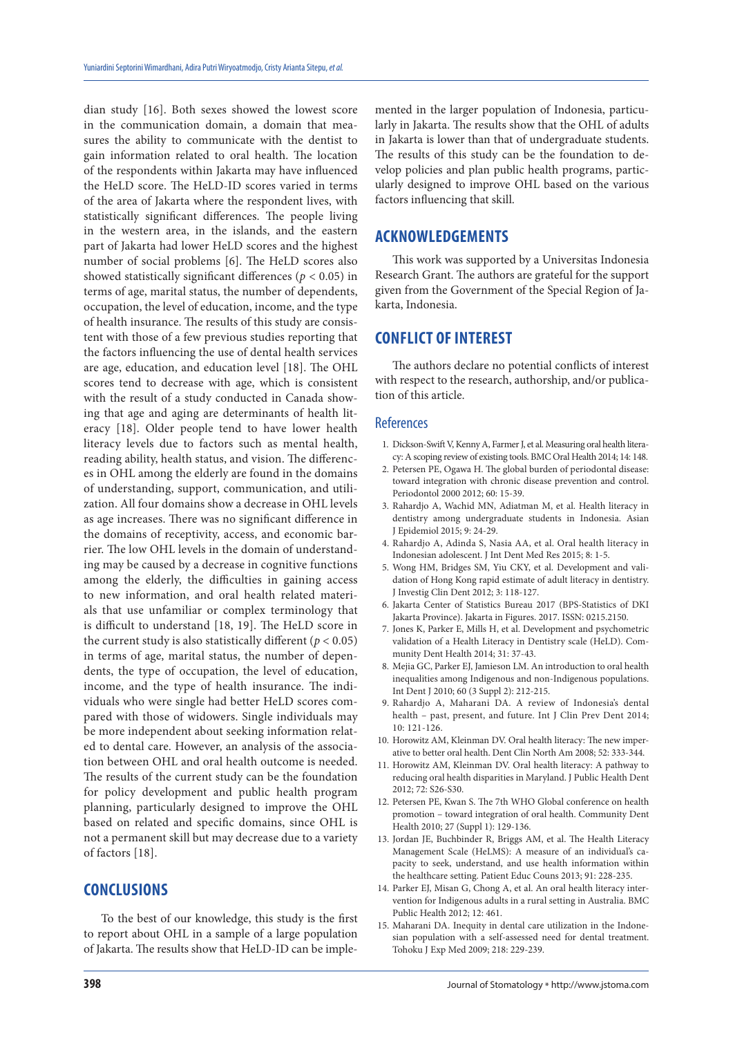dian study [16]. Both sexes showed the lowest score in the communication domain, a domain that measures the ability to communicate with the dentist to gain information related to oral health. The location of the respondents within Jakarta may have influenced the HeLD score. The HeLD-ID scores varied in terms of the area of Jakarta where the respondent lives, with statistically significant differences. The people living in the western area, in the islands, and the eastern part of Jakarta had lower HeLD scores and the highest number of social problems [6]. The HeLD scores also showed statistically significant differences ($p < 0.05$) in terms of age, marital status, the number of dependents, occupation, the level of education, income, and the type of health insurance. The results of this study are consistent with those of a few previous studies reporting that the factors influencing the use of dental health services are age, education, and education level [18]. The OHL scores tend to decrease with age, which is consistent with the result of a study conducted in Canada showing that age and aging are determinants of health literacy [18]. Older people tend to have lower health literacy levels due to factors such as mental health, reading ability, health status, and vision. The differences in OHL among the elderly are found in the domains of understanding, support, communication, and utilization. All four domains show a decrease in OHL levels as age increases. There was no significant difference in the domains of receptivity, access, and economic barrier. The low OHL levels in the domain of understanding may be caused by a decrease in cognitive functions among the elderly, the difficulties in gaining access to new information, and oral health related materials that use unfamiliar or complex terminology that is difficult to understand [18, 19]. The HeLD score in the current study is also statistically different ($p < 0.05$) in terms of age, marital status, the number of dependents, the type of occupation, the level of education, income, and the type of health insurance. The individuals who were single had better HeLD scores compared with those of widowers. Single individuals may be more independent about seeking information related to dental care. However, an analysis of the association between OHL and oral health outcome is needed. The results of the current study can be the foundation for policy development and public health program planning, particularly designed to improve the OHL based on related and specific domains, since OHL is not a permanent skill but may decrease due to a variety of factors [18].

## CONCLUSIONS

To the best of our knowledge, this study is the first to report about OHL in a sample of a large population of Jakarta. The results show that HeLD-ID can be implemented in the larger population of Indonesia, particularly in Jakarta. The results show that the OHL of adults in Jakarta is lower than that of undergraduate students. The results of this study can be the foundation to develop policies and plan public health programs, particularly designed to improve OHL based on the various factors influencing that skill.

## ACKNOWLEDGEMENTS

This work was supported by a Universitas Indonesia Research Grant. The authors are grateful for the support given from the Government of the Special Region of Jakarta, Indonesia.

## CONFLICT OF INTEREST

The authors declare no potential conflicts of interest with respect to the research, authorship, and/or publication of this article.

## References

1. Dickson-Swift V, Kenny A, Farmer J, et al. Measuring oral health literacy: A scoping review of existing tools. BMC Oral Health 2014; 14: 148.
2. Petersen PE, Ogawa H. The global burden of periodontal disease: toward integration with chronic disease prevention and control. Periodontol 2000 2012; 60: 15-39.
3. Rahardjo A, Wachid MN, Adiatman M, et al. Health literacy in dentistry among undergraduate students in Indonesia. Asian J Epidemiol 2015; 9: 24-29.
4. Rahardjo A, Adinda S, Nasia AA, et al. Oral health literacy in Indonesian adolescent. J Int Dent Med Res 2015; 8: 1-5.
5. Wong HM, Bridges SM, Yiu CKY, et al. Development and validation of Hong Kong rapid estimate of adult literacy in dentistry. J Investig Clin Dent 2012; 3: 118-127.
6. Jakarta Center of Statistics Bureau 2017 (BPS-Statistics of DKI Jakarta Province). Jakarta in Figures. 2017. ISSN: 0215.2150.
7. Jones K, Parker E, Mills H, et al. Development and psychometric validation of a Health Literacy in Dentistry scale (HeLD). Community Dent Health 2014; 31: 37-43.
8. Mejia GC, Parker EJ, Jamieson LM. An introduction to oral health inequalities among Indigenous and non-Indigenous populations. Int Dent J 2010; 60 (3 Suppl 2): 212-215.
9. Rahardjo A, Maharani DA. A review of Indonesia's dental health – past, present, and future. Int J Clin Prev Dent 2014; 10: 121-126.
10. Horowitz AM, Kleinman DV. Oral health literacy: The new imperative to better oral health. Dent Clin North Am 2008; 52: 333-344.
11. Horowitz AM, Kleinman DV. Oral health literacy: A pathway to reducing oral health disparities in Maryland. J Public Health Dent 2012; 72: S26-S30.
12. Petersen PE, Kwan S. The 7th WHO Global conference on health promotion – toward integration of oral health. Community Dent Health 2010; 27 (Suppl 1): 129-136.
13. Jordan JE, Buchbinder R, Briggs AM, et al. The Health Literacy Management Scale (HeLMS): A measure of an individual's capacity to seek, understand, and use health information within the healthcare setting. Patient Educ Couns 2013; 91: 228-235.
14. Parker EJ, Misan G, Chong A, et al. An oral health literacy intervention for Indigenous adults in a rural setting in Australia. BMC Public Health 2012; 12: 461.
15. Maharani DA. Inequity in dental care utilization in the Indonesian population with a self-assessed need for dental treatment. Tohoku J Exp Med 2009; 218: 229-239.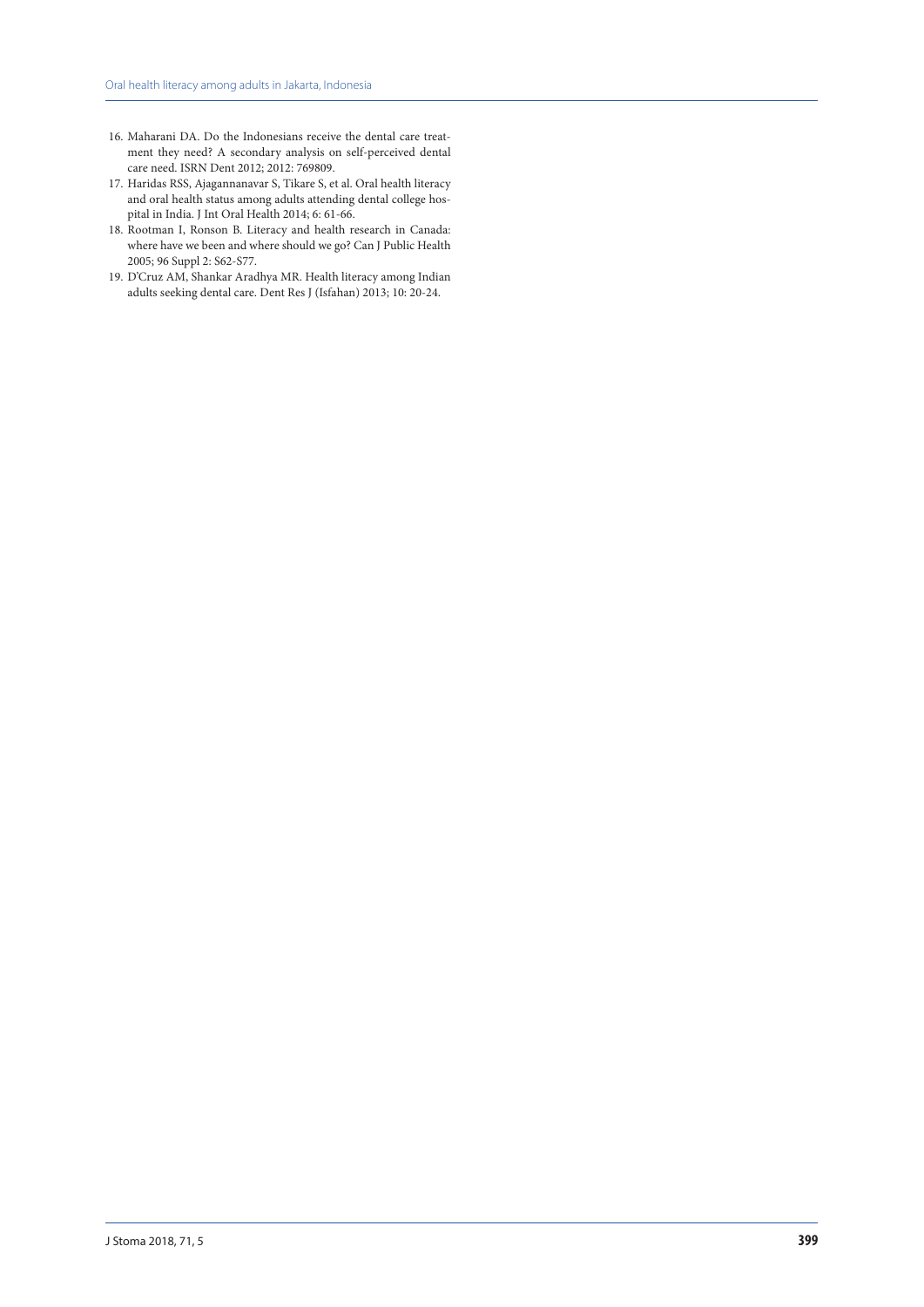16. Maharani DA. Do the Indonesians receive the dental care treatment they need? A secondary analysis on self-perceived dental care need. ISRN Dent 2012; 2012: 769809.
17. Haridas RSS, Ajagannanavar S, Tikare S, et al. Oral health literacy and oral health status among adults attending dental college hospital in India. J Int Oral Health 2014; 6: 61-66.
18. Rootman I, Ronson B. Literacy and health research in Canada: where have we been and where should we go? Can J Public Health 2005; 96 Suppl 2: S62-S77.
19. D'Cruz AM, Shankar Aradhya MR. Health literacy among Indian adults seeking dental care. Dent Res J (Isfahan) 2013; 10: 20-24.